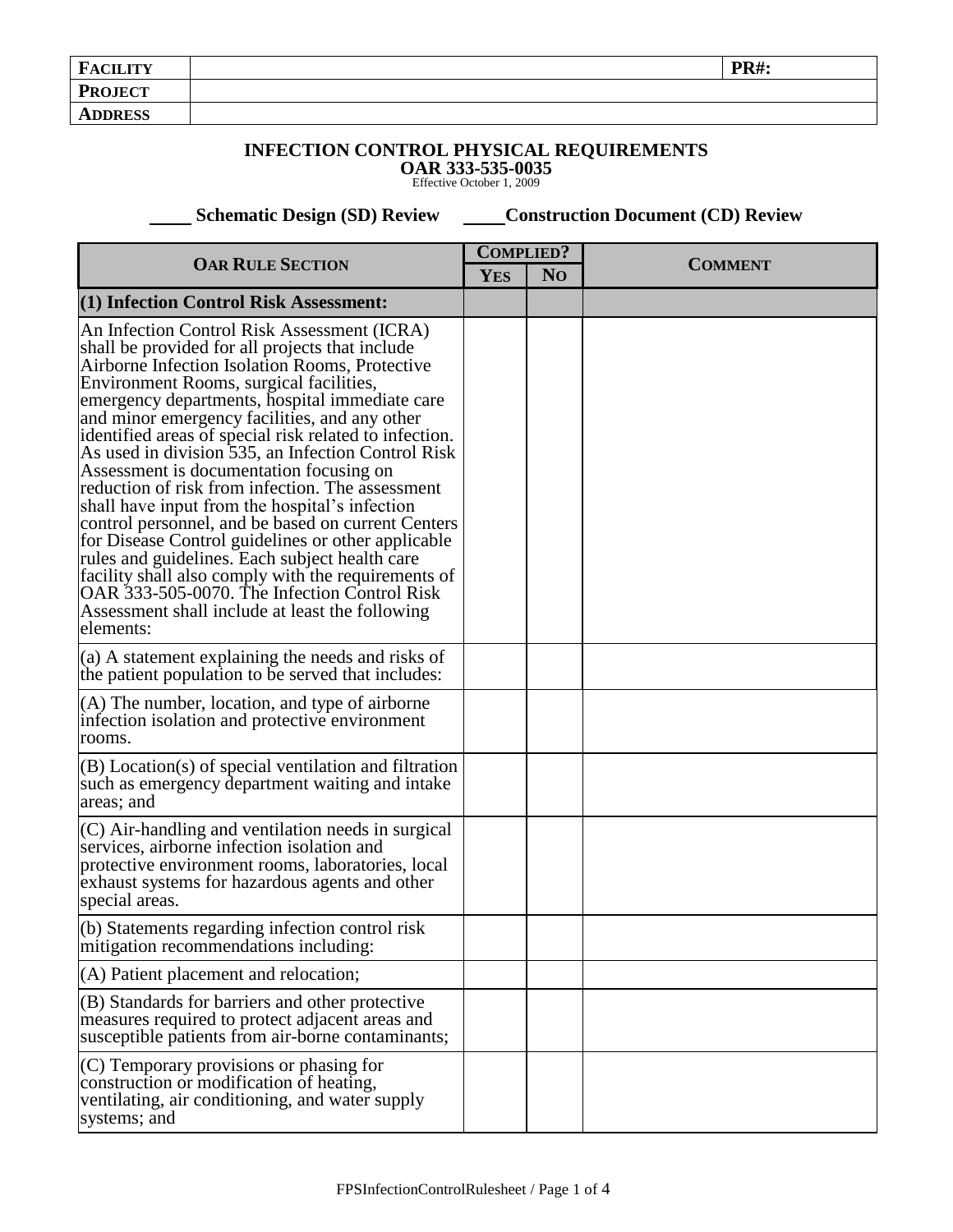| **FACILITY** | | **PR#:** |
|---|---|---|
| **PROJECT** | | |
| **ADDRESS** | | |

# INFECTION CONTROL PHYSICAL REQUIREMENTS

## OAR 333-535-0035

Effective October 1, 2009

____ **Schematic Design (SD) Review** ____ **Construction Document (CD) Review**

| OAR RULE SECTION | COMPLIED? | | COMMENT |
|---|---|---|---|
| | YES | NO | |
| **(1) Infection Control Risk Assessment:** | | | |
| An Infection Control Risk Assessment (ICRA) shall be provided for all projects that include Airborne Infection Isolation Rooms, Protective Environment Rooms, surgical facilities, emergency departments, hospital immediate care and minor emergency facilities, and any other identified areas of special risk related to infection. As used in division 535, an Infection Control Risk Assessment is documentation focusing on reduction of risk from infection. The assessment shall have input from the hospital's infection control personnel, and be based on current Centers for Disease Control guidelines or other applicable rules and guidelines. Each subject health care facility shall also comply with the requirements of OAR 333-505-0070. The Infection Control Risk Assessment shall include at least the following elements: | | | |
| (a) A statement explaining the needs and risks of the patient population to be served that includes: | | | |
| (A) The number, location, and type of airborne infection isolation and protective environment rooms. | | | |
| (B) Location(s) of special ventilation and filtration such as emergency department waiting and intake areas; and | | | |
| (C) Air-handling and ventilation needs in surgical services, airborne infection isolation and protective environment rooms, laboratories, local exhaust systems for hazardous agents and other special areas. | | | |
| (b) Statements regarding infection control risk mitigation recommendations including: | | | |
| (A) Patient placement and relocation; | | | |
| (B) Standards for barriers and other protective measures required to protect adjacent areas and susceptible patients from air-borne contaminants; | | | |
| (C) Temporary provisions or phasing for construction or modification of heating, ventilating, air conditioning, and water supply systems; and | | | |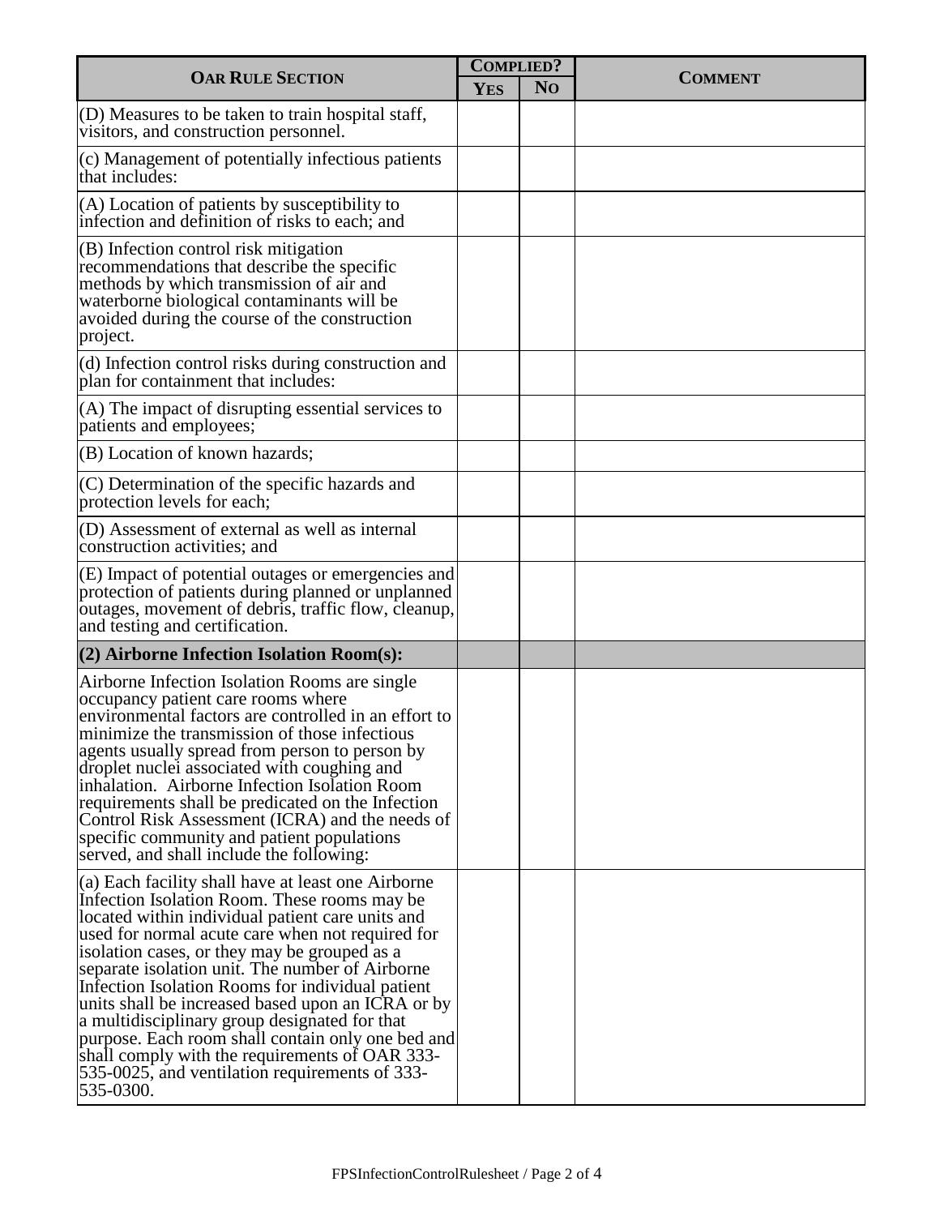| OAR Rule Section | Complied? | | Comment |
|---|---|---|---|
| | Yes | No | |
| (D) Measures to be taken to train hospital staff, visitors, and construction personnel. | | | |
| (c) Management of potentially infectious patients that includes: | | | |
| (A) Location of patients by susceptibility to infection and definition of risks to each; and | | | |
| (B) Infection control risk mitigation recommendations that describe the specific methods by which transmission of air and waterborne biological contaminants will be avoided during the course of the construction project. | | | |
| (d) Infection control risks during construction and plan for containment that includes: | | | |
| (A) The impact of disrupting essential services to patients and employees; | | | |
| (B) Location of known hazards; | | | |
| (C) Determination of the specific hazards and protection levels for each; | | | |
| (D) Assessment of external as well as internal construction activities; and | | | |
| (E) Impact of potential outages or emergencies and protection of patients during planned or unplanned outages, movement of debris, traffic flow, cleanup, and testing and certification. | | | |
| **(2) Airborne Infection Isolation Room(s):** | | | |
| Airborne Infection Isolation Rooms are single occupancy patient care rooms where environmental factors are controlled in an effort to minimize the transmission of those infectious agents usually spread from person to person by droplet nuclei associated with coughing and inhalation. Airborne Infection Isolation Room requirements shall be predicated on the Infection Control Risk Assessment (ICRA) and the needs of specific community and patient populations served, and shall include the following: | | | |
| (a) Each facility shall have at least one Airborne Infection Isolation Room. These rooms may be located within individual patient care units and used for normal acute care when not required for isolation cases, or they may be grouped as a separate isolation unit. The number of Airborne Infection Isolation Rooms for individual patient units shall be increased based upon an ICRA or by a multidisciplinary group designated for that purpose. Each room shall contain only one bed and shall comply with the requirements of OAR 333-535-0025, and ventilation requirements of 333-535-0300. | | | |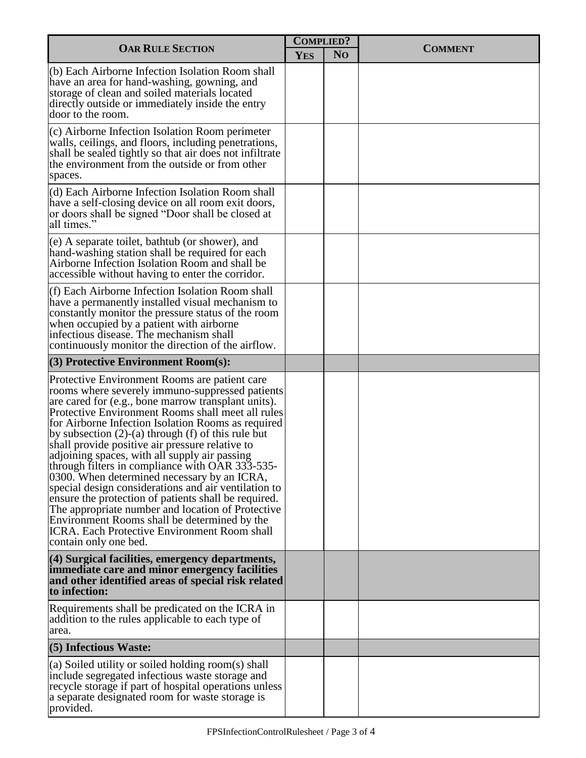| **OAR Rule Section** | **Complied?** | | **Comment** |
|---|---|---|---|
| | **Yes** | **No** | |
| (b) Each Airborne Infection Isolation Room shall have an area for hand-washing, gowning, and storage of clean and soiled materials located directly outside or immediately inside the entry door to the room. | | | |
| (c) Airborne Infection Isolation Room perimeter walls, ceilings, and floors, including penetrations, shall be sealed tightly so that air does not infiltrate the environment from the outside or from other spaces. | | | |
| (d) Each Airborne Infection Isolation Room shall have a self-closing device on all room exit doors, or doors shall be signed "Door shall be closed at all times." | | | |
| (e) A separate toilet, bathtub (or shower), and hand-washing station shall be required for each Airborne Infection Isolation Room and shall be accessible without having to enter the corridor. | | | |
| (f) Each Airborne Infection Isolation Room shall have a permanently installed visual mechanism to constantly monitor the pressure status of the room when occupied by a patient with airborne infectious disease. The mechanism shall continuously monitor the direction of the airflow. | | | |
| **(3) Protective Environment Room(s):** | | | |
| Protective Environment Rooms are patient care rooms where severely immuno-suppressed patients are cared for (e.g., bone marrow transplant units). Protective Environment Rooms shall meet all rules for Airborne Infection Isolation Rooms as required by subsection (2)-(a) through (f) of this rule but shall provide positive air pressure relative to adjoining spaces, with all supply air passing through filters in compliance with OAR 333-535-0300. When determined necessary by an ICRA, special design considerations and air ventilation to ensure the protection of patients shall be required. The appropriate number and location of Protective Environment Rooms shall be determined by the ICRA. Each Protective Environment Room shall contain only one bed. | | | |
| **(4) Surgical facilities, emergency departments, immediate care and minor emergency facilities and other identified areas of special risk related to infection:** | | | |
| Requirements shall be predicated on the ICRA in addition to the rules applicable to each type of area. | | | |
| **(5) Infectious Waste:** | | | |
| (a) Soiled utility or soiled holding room(s) shall include segregated infectious waste storage and recycle storage if part of hospital operations unless a separate designated room for waste storage is provided. | | | |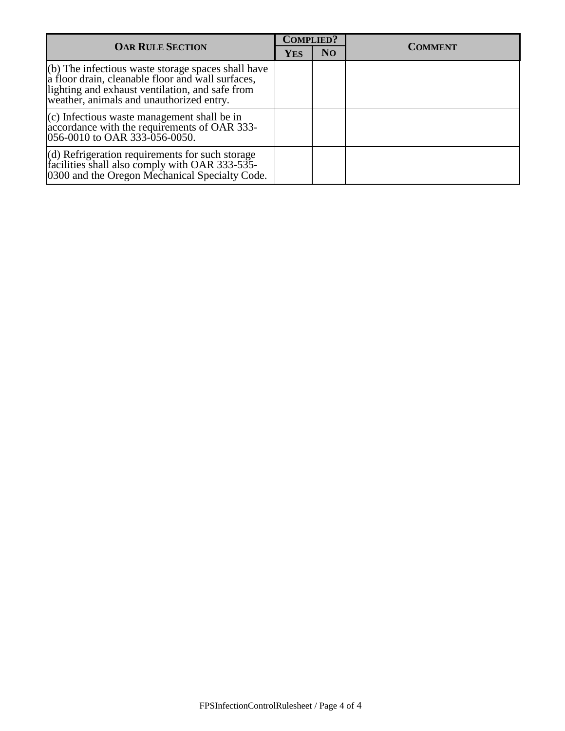| OAR Rule Section | Complied? | | Comment |
|---|---|---|---|
| | Yes | No | |
| (b) The infectious waste storage spaces shall have a floor drain, cleanable floor and wall surfaces, lighting and exhaust ventilation, and safe from weather, animals and unauthorized entry. | | | |
| (c) Infectious waste management shall be in accordance with the requirements of OAR 333-056-0010 to OAR 333-056-0050. | | | |
| (d) Refrigeration requirements for such storage facilities shall also comply with OAR 333-535-0300 and the Oregon Mechanical Specialty Code. | | | |